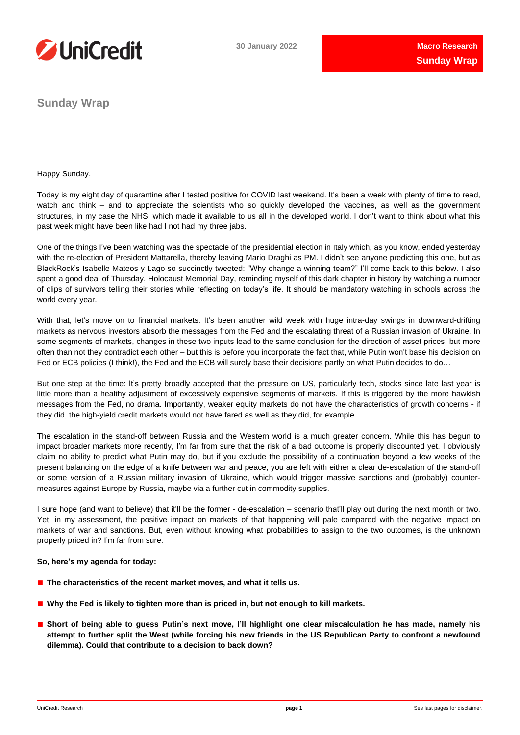# Sunday Wrap

Happy Sunday,

Today is my eight day of quarantine after I tested positive for COVID last weekend. It's been a week with plenty of time to read, watch and think – and to appreciate the scientists who so quickly developed the vaccines, as well as the government structures, in my case the NHS, which made it available to us all in the developed world. I don't want to think about what this past week might have been like had I not had my three jabs.

One of the things I've been watching was the spectacle of the presidential election in Italy which, as you know, ended yesterday with the re-election of President Mattarella, thereby leaving Mario Draghi as PM. I didn't see anyone predicting this one, but as BlackRock's Isabelle Mateos y Lago so succinctly tweeted: "Why change a winning team?" I'll come back to this below. I also spent a good deal of Thursday, Holocaust Memorial Day, reminding myself of this dark chapter in history by watching a number of clips of survivors telling their stories while reflecting on today's life. It should be mandatory watching in schools across the world every year.

With that, let's move on to financial markets. It's been another wild week with huge intra-day swings in downward-drifting markets as nervous investors absorb the messages from the Fed and the escalating threat of a Russian invasion of Ukraine. In some segments of markets, changes in these two inputs lead to the same conclusion for the direction of asset prices, but more often than not they contradict each other – but this is before you incorporate the fact that, while Putin won't base his decision on Fed or ECB policies (I think!), the Fed and the ECB will surely base their decisions partly on what Putin decides to do…

But one step at the time: It's pretty broadly accepted that the pressure on US, particularly tech, stocks since late last year is little more than a healthy adjustment of excessively expensive segments of markets. If this is triggered by the more hawkish messages from the Fed, no drama. Importantly, weaker equity markets do not have the characteristics of growth concerns - if they did, the high-yield credit markets would not have fared as well as they did, for example.

The escalation in the stand-off between Russia and the Western world is a much greater concern. While this has begun to impact broader markets more recently, I'm far from sure that the risk of a bad outcome is properly discounted yet. I obviously claim no ability to predict what Putin may do, but if you exclude the possibility of a continuation beyond a few weeks of the present balancing on the edge of a knife between war and peace, you are left with either a clear de-escalation of the stand-off or some version of a Russian military invasion of Ukraine, which would trigger massive sanctions and (probably) counter-measures against Europe by Russia, maybe via a further cut in commodity supplies.

I sure hope (and want to believe) that it'll be the former - de-escalation – scenario that'll play out during the next month or two. Yet, in my assessment, the positive impact on markets of that happening will pale compared with the negative impact on markets of war and sanctions. But, even without knowing what probabilities to assign to the two outcomes, is the unknown properly priced in? I'm far from sure.

**So, here's my agenda for today:**

- **The characteristics of the recent market moves, and what it tells us.**
- **Why the Fed is likely to tighten more than is priced in, but not enough to kill markets.**
- **Short of being able to guess Putin's next move, I'll highlight one clear miscalculation he has made, namely his attempt to further split the West (while forcing his new friends in the US Republican Party to confront a newfound dilemma). Could that contribute to a decision to back down?**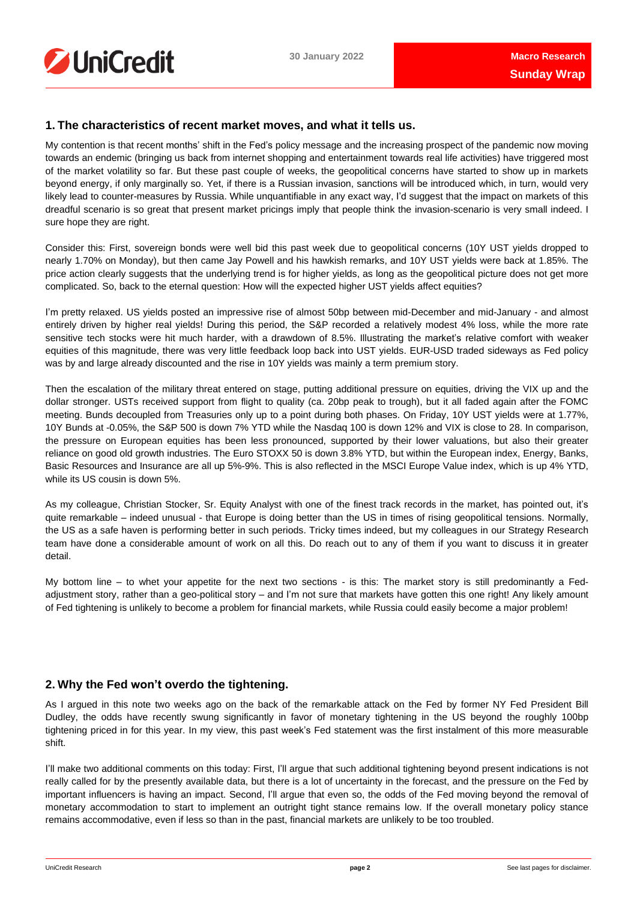## 1. The characteristics of recent market moves, and what it tells us.

My contention is that recent months' shift in the Fed's policy message and the increasing prospect of the pandemic now moving towards an endemic (bringing us back from internet shopping and entertainment towards real life activities) have triggered most of the market volatility so far. But these past couple of weeks, the geopolitical concerns have started to show up in markets beyond energy, if only marginally so. Yet, if there is a Russian invasion, sanctions will be introduced which, in turn, would very likely lead to counter-measures by Russia. While unquantifiable in any exact way, I'd suggest that the impact on markets of this dreadful scenario is so great that present market pricings imply that people think the invasion-scenario is very small indeed. I sure hope they are right.

Consider this: First, sovereign bonds were well bid this past week due to geopolitical concerns (10Y UST yields dropped to nearly 1.70% on Monday), but then came Jay Powell and his hawkish remarks, and 10Y UST yields were back at 1.85%. The price action clearly suggests that the underlying trend is for higher yields, as long as the geopolitical picture does not get more complicated. So, back to the eternal question: How will the expected higher UST yields affect equities?

I'm pretty relaxed. US yields posted an impressive rise of almost 50bp between mid-December and mid-January - and almost entirely driven by higher real yields! During this period, the S&P recorded a relatively modest 4% loss, while the more rate sensitive tech stocks were hit much harder, with a drawdown of 8.5%. Illustrating the market's relative comfort with weaker equities of this magnitude, there was very little feedback loop back into UST yields. EUR-USD traded sideways as Fed policy was by and large already discounted and the rise in 10Y yields was mainly a term premium story.

Then the escalation of the military threat entered on stage, putting additional pressure on equities, driving the VIX up and the dollar stronger. USTs received support from flight to quality (ca. 20bp peak to trough), but it all faded again after the FOMC meeting. Bunds decoupled from Treasuries only up to a point during both phases. On Friday, 10Y UST yields were at 1.77%, 10Y Bunds at -0.05%, the S&P 500 is down 7% YTD while the Nasdaq 100 is down 12% and VIX is close to 28. In comparison, the pressure on European equities has been less pronounced, supported by their lower valuations, but also their greater reliance on good old growth industries. The Euro STOXX 50 is down 3.8% YTD, but within the European index, Energy, Banks, Basic Resources and Insurance are all up 5%-9%. This is also reflected in the MSCI Europe Value index, which is up 4% YTD, while its US cousin is down 5%.

As my colleague, Christian Stocker, Sr. Equity Analyst with one of the finest track records in the market, has pointed out, it's quite remarkable – indeed unusual - that Europe is doing better than the US in times of rising geopolitical tensions. Normally, the US as a safe haven is performing better in such periods. Tricky times indeed, but my colleagues in our Strategy Research team have done a considerable amount of work on all this. Do reach out to any of them if you want to discuss it in greater detail.

My bottom line – to whet your appetite for the next two sections - is this: The market story is still predominantly a Fed-adjustment story, rather than a geo-political story – and I'm not sure that markets have gotten this one right! Any likely amount of Fed tightening is unlikely to become a problem for financial markets, while Russia could easily become a major problem!

## 2. Why the Fed won't overdo the tightening.

As I argued in this note two weeks ago on the back of the remarkable attack on the Fed by former NY Fed President Bill Dudley, the odds have recently swung significantly in favor of monetary tightening in the US beyond the roughly 100bp tightening priced in for this year. In my view, this past week's Fed statement was the first instalment of this more measurable shift.

I'll make two additional comments on this today: First, I'll argue that such additional tightening beyond present indications is not really called for by the presently available data, but there is a lot of uncertainty in the forecast, and the pressure on the Fed by important influencers is having an impact. Second, I'll argue that even so, the odds of the Fed moving beyond the removal of monetary accommodation to start to implement an outright tight stance remains low. If the overall monetary policy stance remains accommodative, even if less so than in the past, financial markets are unlikely to be too troubled.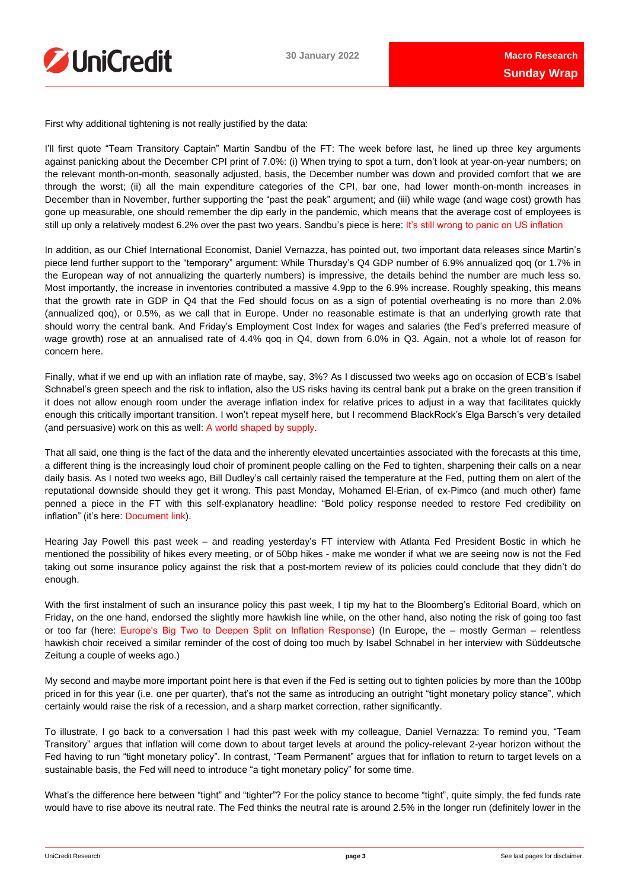First why additional tightening is not really justified by the data:

I'll first quote "Team Transitory Captain" Martin Sandbu of the FT: The week before last, he lined up three key arguments against panicking about the December CPI print of 7.0%: (i) When trying to spot a turn, don't look at year-on-year numbers; on the relevant month-on-month, seasonally adjusted, basis, the December number was down and provided comfort that we are through the worst; (ii) all the main expenditure categories of the CPI, bar one, had lower month-on-month increases in December than in November, further supporting the "past the peak" argument; and (iii) while wage (and wage cost) growth has gone up measurable, one should remember the dip early in the pandemic, which means that the average cost of employees is still up only a relatively modest 6.2% over the past two years. Sandbu's piece is here: It's still wrong to panic on US inflation

In addition, as our Chief International Economist, Daniel Vernazza, has pointed out, two important data releases since Martin's piece lend further support to the "temporary" argument: While Thursday's Q4 GDP number of 6.9% annualized qoq (or 1.7% in the European way of not annualizing the quarterly numbers) is impressive, the details behind the number are much less so. Most importantly, the increase in inventories contributed a massive 4.9pp to the 6.9% increase. Roughly speaking, this means that the growth rate in GDP in Q4 that the Fed should focus on as a sign of potential overheating is no more than 2.0% (annualized qoq), or 0.5%, as we call that in Europe. Under no reasonable estimate is that an underlying growth rate that should worry the central bank. And Friday's Employment Cost Index for wages and salaries (the Fed's preferred measure of wage growth) rose at an annualised rate of 4.4% qoq in Q4, down from 6.0% in Q3. Again, not a whole lot of reason for concern here.

Finally, what if we end up with an inflation rate of maybe, say, 3%? As I discussed two weeks ago on occasion of ECB's Isabel Schnabel's green speech and the risk to inflation, also the US risks having its central bank put a brake on the green transition if it does not allow enough room under the average inflation index for relative prices to adjust in a way that facilitates quickly enough this critically important transition. I won't repeat myself here, but I recommend BlackRock's Elga Barsch's very detailed (and persuasive) work on this as well: A world shaped by supply.

That all said, one thing is the fact of the data and the inherently elevated uncertainties associated with the forecasts at this time, a different thing is the increasingly loud choir of prominent people calling on the Fed to tighten, sharpening their calls on a near daily basis. As I noted two weeks ago, Bill Dudley's call certainly raised the temperature at the Fed, putting them on alert of the reputational downside should they get it wrong. This past Monday, Mohamed El-Erian, of ex-Pimco (and much other) fame penned a piece in the FT with this self-explanatory headline: "Bold policy response needed to restore Fed credibility on inflation" (it's here: Document link).

Hearing Jay Powell this past week – and reading yesterday's FT interview with Atlanta Fed President Bostic in which he mentioned the possibility of hikes every meeting, or of 50bp hikes - make me wonder if what we are seeing now is not the Fed taking out some insurance policy against the risk that a post-mortem review of its policies could conclude that they didn't do enough.

With the first instalment of such an insurance policy this past week, I tip my hat to the Bloomberg's Editorial Board, which on Friday, on the one hand, endorsed the slightly more hawkish line while, on the other hand, also noting the risk of going too fast or too far (here: Europe's Big Two to Deepen Split on Inflation Response) (In Europe, the – mostly German – relentless hawkish choir received a similar reminder of the cost of doing too much by Isabel Schnabel in her interview with Süddeutsche Zeitung a couple of weeks ago.)

My second and maybe more important point here is that even if the Fed is setting out to tighten policies by more than the 100bp priced in for this year (i.e. one per quarter), that's not the same as introducing an outright "tight monetary policy stance", which certainly would raise the risk of a recession, and a sharp market correction, rather significantly.

To illustrate, I go back to a conversation I had this past week with my colleague, Daniel Vernazza: To remind you, "Team Transitory" argues that inflation will come down to about target levels at around the policy-relevant 2-year horizon without the Fed having to run "tight monetary policy". In contrast, "Team Permanent" argues that for inflation to return to target levels on a sustainable basis, the Fed will need to introduce "a tight monetary policy" for some time.

What's the difference here between "tight" and "tighter"? For the policy stance to become "tight", quite simply, the fed funds rate would have to rise above its neutral rate. The Fed thinks the neutral rate is around 2.5% in the longer run (definitely lower in the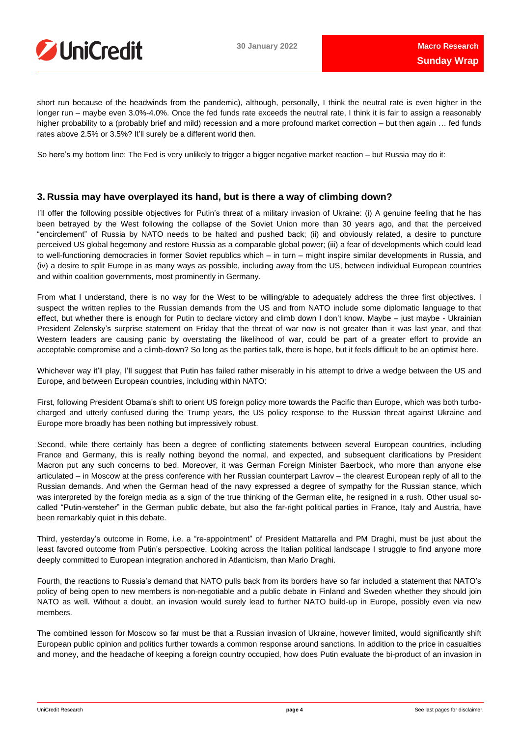short run because of the headwinds from the pandemic), although, personally, I think the neutral rate is even higher in the longer run – maybe even 3.0%-4.0%. Once the fed funds rate exceeds the neutral rate, I think it is fair to assign a reasonably higher probability to a (probably brief and mild) recession and a more profound market correction – but then again … fed funds rates above 2.5% or 3.5%? It'll surely be a different world then.

So here's my bottom line: The Fed is very unlikely to trigger a bigger negative market reaction – but Russia may do it:

## 3. Russia may have overplayed its hand, but is there a way of climbing down?

I'll offer the following possible objectives for Putin's threat of a military invasion of Ukraine: (i) A genuine feeling that he has been betrayed by the West following the collapse of the Soviet Union more than 30 years ago, and that the perceived "encirclement" of Russia by NATO needs to be halted and pushed back; (ii) and obviously related, a desire to puncture perceived US global hegemony and restore Russia as a comparable global power; (iii) a fear of developments which could lead to well-functioning democracies in former Soviet republics which – in turn – might inspire similar developments in Russia, and (iv) a desire to split Europe in as many ways as possible, including away from the US, between individual European countries and within coalition governments, most prominently in Germany.

From what I understand, there is no way for the West to be willing/able to adequately address the three first objectives. I suspect the written replies to the Russian demands from the US and from NATO include some diplomatic language to that effect, but whether there is enough for Putin to declare victory and climb down I don't know. Maybe – just maybe - Ukrainian President Zelensky's surprise statement on Friday that the threat of war now is not greater than it was last year, and that Western leaders are causing panic by overstating the likelihood of war, could be part of a greater effort to provide an acceptable compromise and a climb-down? So long as the parties talk, there is hope, but it feels difficult to be an optimist here.

Whichever way it'll play, I'll suggest that Putin has failed rather miserably in his attempt to drive a wedge between the US and Europe, and between European countries, including within NATO:

First, following President Obama's shift to orient US foreign policy more towards the Pacific than Europe, which was both turbo-charged and utterly confused during the Trump years, the US policy response to the Russian threat against Ukraine and Europe more broadly has been nothing but impressively robust.

Second, while there certainly has been a degree of conflicting statements between several European countries, including France and Germany, this is really nothing beyond the normal, and expected, and subsequent clarifications by President Macron put any such concerns to bed. Moreover, it was German Foreign Minister Baerbock, who more than anyone else articulated – in Moscow at the press conference with her Russian counterpart Lavrov – the clearest European reply of all to the Russian demands. And when the German head of the navy expressed a degree of sympathy for the Russian stance, which was interpreted by the foreign media as a sign of the true thinking of the German elite, he resigned in a rush. Other usual so-called "Putin-versteher" in the German public debate, but also the far-right political parties in France, Italy and Austria, have been remarkably quiet in this debate.

Third, yesterday's outcome in Rome, i.e. a "re-appointment" of President Mattarella and PM Draghi, must be just about the least favored outcome from Putin's perspective. Looking across the Italian political landscape I struggle to find anyone more deeply committed to European integration anchored in Atlanticism, than Mario Draghi.

Fourth, the reactions to Russia's demand that NATO pulls back from its borders have so far included a statement that NATO's policy of being open to new members is non-negotiable and a public debate in Finland and Sweden whether they should join NATO as well. Without a doubt, an invasion would surely lead to further NATO build-up in Europe, possibly even via new members.

The combined lesson for Moscow so far must be that a Russian invasion of Ukraine, however limited, would significantly shift European public opinion and politics further towards a common response around sanctions. In addition to the price in casualties and money, and the headache of keeping a foreign country occupied, how does Putin evaluate the bi-product of an invasion in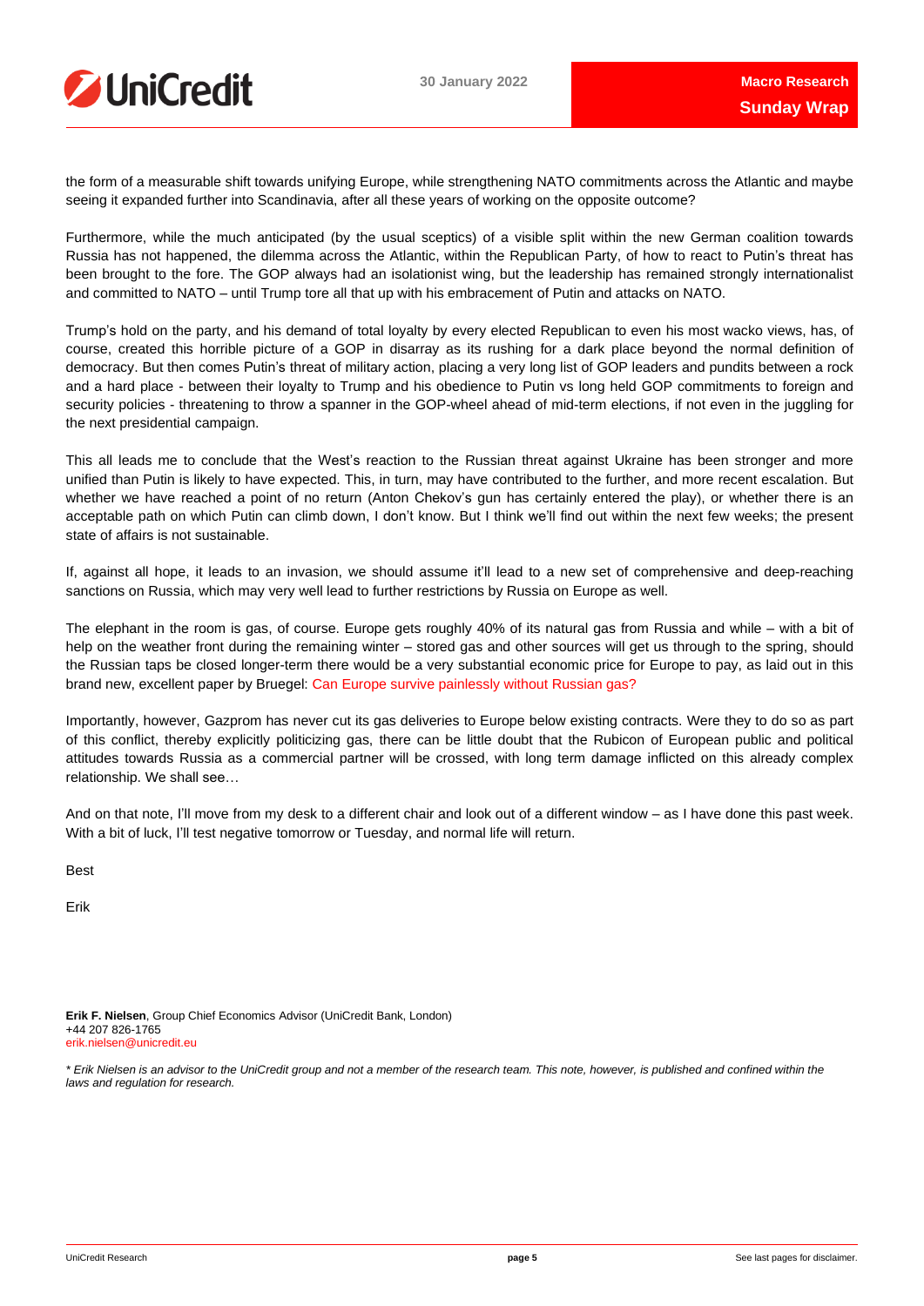the form of a measurable shift towards unifying Europe, while strengthening NATO commitments across the Atlantic and maybe seeing it expanded further into Scandinavia, after all these years of working on the opposite outcome?

Furthermore, while the much anticipated (by the usual sceptics) of a visible split within the new German coalition towards Russia has not happened, the dilemma across the Atlantic, within the Republican Party, of how to react to Putin's threat has been brought to the fore. The GOP always had an isolationist wing, but the leadership has remained strongly internationalist and committed to NATO – until Trump tore all that up with his embracement of Putin and attacks on NATO.

Trump's hold on the party, and his demand of total loyalty by every elected Republican to even his most wacko views, has, of course, created this horrible picture of a GOP in disarray as its rushing for a dark place beyond the normal definition of democracy. But then comes Putin's threat of military action, placing a very long list of GOP leaders and pundits between a rock and a hard place - between their loyalty to Trump and his obedience to Putin vs long held GOP commitments to foreign and security policies - threatening to throw a spanner in the GOP-wheel ahead of mid-term elections, if not even in the juggling for the next presidential campaign.

This all leads me to conclude that the West's reaction to the Russian threat against Ukraine has been stronger and more unified than Putin is likely to have expected. This, in turn, may have contributed to the further, and more recent escalation. But whether we have reached a point of no return (Anton Chekov's gun has certainly entered the play), or whether there is an acceptable path on which Putin can climb down, I don't know. But I think we'll find out within the next few weeks; the present state of affairs is not sustainable.

If, against all hope, it leads to an invasion, we should assume it'll lead to a new set of comprehensive and deep-reaching sanctions on Russia, which may very well lead to further restrictions by Russia on Europe as well.

The elephant in the room is gas, of course. Europe gets roughly 40% of its natural gas from Russia and while – with a bit of help on the weather front during the remaining winter – stored gas and other sources will get us through to the spring, should the Russian taps be closed longer-term there would be a very substantial economic price for Europe to pay, as laid out in this brand new, excellent paper by Bruegel: Can Europe survive painlessly without Russian gas?

Importantly, however, Gazprom has never cut its gas deliveries to Europe below existing contracts. Were they to do so as part of this conflict, thereby explicitly politicizing gas, there can be little doubt that the Rubicon of European public and political attitudes towards Russia as a commercial partner will be crossed, with long term damage inflicted on this already complex relationship. We shall see…

And on that note, I'll move from my desk to a different chair and look out of a different window – as I have done this past week. With a bit of luck, I'll test negative tomorrow or Tuesday, and normal life will return.

Best

Erik

**Erik F. Nielsen**, Group Chief Economics Advisor (UniCredit Bank, London)
+44 207 826-1765
erik.nielsen@unicredit.eu

*\* Erik Nielsen is an advisor to the UniCredit group and not a member of the research team. This note, however, is published and confined within the laws and regulation for research.*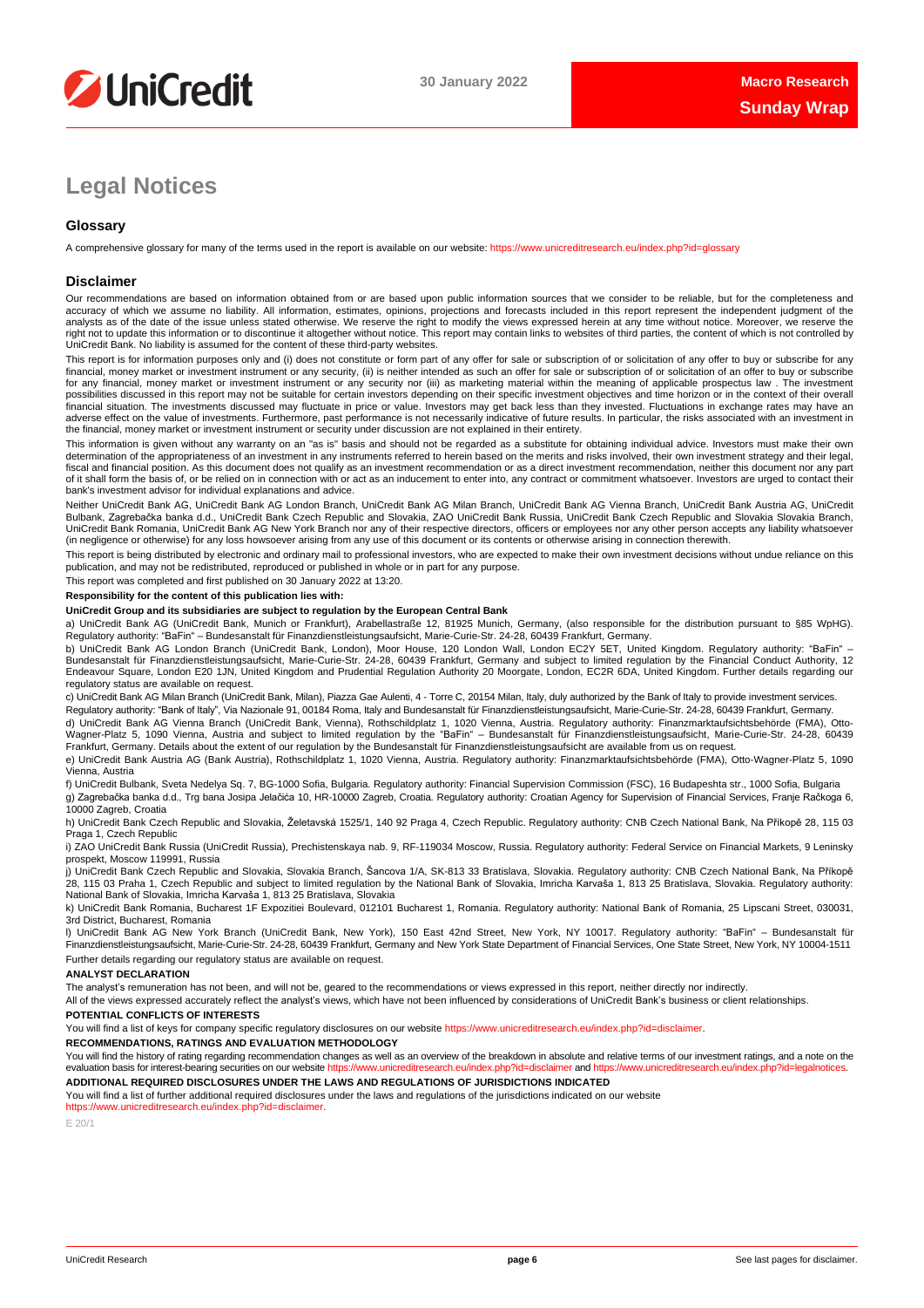# Legal Notices

## Glossary

A comprehensive glossary for many of the terms used in the report is available on our website: https://www.unicreditresearch.eu/index.php?id=glossary

## Disclaimer

Our recommendations are based on information obtained from or are based upon public information sources that we consider to be reliable, but for the completeness and accuracy of which we assume no liability. All information, estimates, opinions, projections and forecasts included in this report represent the independent judgment of the analysts as of the date of the issue unless stated otherwise. We reserve the right to modify the views expressed herein at any time without notice. Moreover, we reserve the right not to update this information or to discontinue it altogether without notice. This report may contain links to websites of third parties, the content of which is not controlled by UniCredit Bank. No liability is assumed for the content of these third-party websites.

This report is for information purposes only and (i) does not constitute or form part of any offer for sale or subscription of or solicitation of any offer to buy or subscribe for any financial, money market or investment instrument or any security, (ii) is neither intended as such an offer for sale or subscription of or solicitation of an offer to buy or subscribe for any financial, money market or investment instrument or any security nor (iii) as marketing material within the meaning of applicable prospectus law . The investment possibilities discussed in this report may not be suitable for certain investors depending on their specific investment objectives and time horizon or in the context of their overall financial situation. The investments discussed may fluctuate in price or value. Investors may get back less than they invested. Fluctuations in exchange rates may have an adverse effect on the value of investments. Furthermore, past performance is not necessarily indicative of future results. In particular, the risks associated with an investment in the financial, money market or investment instrument or security under discussion are not explained in their entirety.

This information is given without any warranty on an "as is" basis and should not be regarded as a substitute for obtaining individual advice. Investors must make their own determination of the appropriateness of an investment in any instruments referred to herein based on the merits and risks involved, their own investment strategy and their legal, fiscal and financial position. As this document does not qualify as an investment recommendation or as a direct investment recommendation, neither this document nor any part of it shall form the basis of, or be relied on in connection with or act as an inducement to enter into, any contract or commitment whatsoever. Investors are urged to contact their bank's investment advisor for individual explanations and advice.

Neither UniCredit Bank AG, UniCredit Bank AG London Branch, UniCredit Bank AG Milan Branch, UniCredit Bank AG Vienna Branch, UniCredit Bank Austria AG, UniCredit Bulbank, Zagrebačka banka d.d., UniCredit Bank Czech Republic and Slovakia, ZAO UniCredit Bank Russia, UniCredit Bank Czech Republic and Slovakia Slovakia Branch, UniCredit Bank Romania, UniCredit Bank AG New York Branch nor any of their respective directors, officers or employees nor any other person accepts any liability whatsoever (in negligence or otherwise) for any loss howsoever arising from any use of this document or its contents or otherwise arising in connection therewith.

This report is being distributed by electronic and ordinary mail to professional investors, who are expected to make their own investment decisions without undue reliance on this publication, and may not be redistributed, reproduced or published in whole or in part for any purpose.

This report was completed and first published on 30 January 2022 at 13:20.

**Responsibility for the content of this publication lies with:**

**UniCredit Group and its subsidiaries are subject to regulation by the European Central Bank**

a) UniCredit Bank AG (UniCredit Bank, Munich or Frankfurt), Arabellastraße 12, 81925 Munich, Germany, (also responsible for the distribution pursuant to §85 WpHG). Regulatory authority: "BaFin" – Bundesanstalt für Finanzdienstleistungsaufsicht, Marie-Curie-Str. 24-28, 60439 Frankfurt, Germany.

b) UniCredit Bank AG London Branch (UniCredit Bank, London), Moor House, 120 London Wall, London EC2Y 5ET, United Kingdom. Regulatory authority: "BaFin" – Bundesanstalt für Finanzdienstleistungsaufsicht, Marie-Curie-Str. 24-28, 60439 Frankfurt, Germany and subject to limited regulation by the Financial Conduct Authority, 12 Endeavour Square, London E20 1JN, United Kingdom and Prudential Regulation Authority 20 Moorgate, London, EC2R 6DA, United Kingdom. Further details regarding our regulatory status are available on request.

c) UniCredit Bank AG Milan Branch (UniCredit Bank, Milan), Piazza Gae Aulenti, 4 - Torre C, 20154 Milan, Italy, duly authorized by the Bank of Italy to provide investment services.
Regulatory authority: "Bank of Italy", Via Nazionale 91, 00184 Roma, Italy and Bundesanstalt für Finanzdienstleistungsaufsicht, Marie-Curie-Str. 24-28, 60439 Frankfurt, Germany.

d) UniCredit Bank AG Vienna Branch (UniCredit Bank, Vienna), Rothschildplatz 1, 1020 Vienna, Austria. Regulatory authority: Finanzmarktaufsichtsbehörde (FMA), Otto-Wagner-Platz 5, 1090 Vienna, Austria and subject to limited regulation by the "BaFin" – Bundesanstalt für Finanzdienstleistungsaufsicht, Marie-Curie-Str. 24-28, 60439 Frankfurt, Germany. Details about the extent of our regulation by the Bundesanstalt für Finanzdienstleistungsaufsicht are available from us on request.

e) UniCredit Bank Austria AG (Bank Austria), Rothschildplatz 1, 1020 Vienna, Austria. Regulatory authority: Finanzmarktaufsichtsbehörde (FMA), Otto-Wagner-Platz 5, 1090 Vienna, Austria

f) UniCredit Bulbank, Sveta Nedelya Sq. 7, BG-1000 Sofia, Bulgaria. Regulatory authority: Financial Supervision Commission (FSC), 16 Budapeshta str., 1000 Sofia, Bulgaria

g) Zagrebačka banka d.d., Trg bana Josipa Jelačića 10, HR-10000 Zagreb, Croatia. Regulatory authority: Croatian Agency for Supervision of Financial Services, Franje Račkoga 6, 10000 Zagreb, Croatia

h) UniCredit Bank Czech Republic and Slovakia, Želetavská 1525/1, 140 92 Praga 4, Czech Republic. Regulatory authority: CNB Czech National Bank, Na Příkopě 28, 115 03 Praga 1, Czech Republic

i) ZAO UniCredit Bank Russia (UniCredit Russia), Prechistenskaya nab. 9, RF-119034 Moscow, Russia. Regulatory authority: Federal Service on Financial Markets, 9 Leninsky prospekt, Moscow 119991, Russia

j) UniCredit Bank Czech Republic and Slovakia, Slovakia Branch, Šancova 1/A, SK-813 33 Bratislava, Slovakia. Regulatory authority: CNB Czech National Bank, Na Příkopě 28, 115 03 Praha 1, Czech Republic and subject to limited regulation by the National Bank of Slovakia, Imricha Karvaša 1, 813 25 Bratislava, Slovakia. Regulatory authority: National Bank of Slovakia, Imricha Karvaša 1, 813 25 Bratislava, Slovakia

k) UniCredit Bank Romania, Bucharest 1F Expozitiei Boulevard, 012101 Bucharest 1, Romania. Regulatory authority: National Bank of Romania, 25 Lipscani Street, 030031, 3rd District, Bucharest, Romania

l) UniCredit Bank AG New York Branch (UniCredit Bank, New York), 150 East 42nd Street, New York, NY 10017. Regulatory authority: "BaFin" – Bundesanstalt für Finanzdienstleistungsaufsicht, Marie-Curie-Str. 24-28, 60439 Frankfurt, Germany and New York State Department of Financial Services, One State Street, New York, NY 10004-1511

Further details regarding our regulatory status are available on request.

**ANALYST DECLARATION**

The analyst's remuneration has not been, and will not be, geared to the recommendations or views expressed in this report, neither directly nor indirectly.

All of the views expressed accurately reflect the analyst's views, which have not been influenced by considerations of UniCredit Bank's business or client relationships.

**POTENTIAL CONFLICTS OF INTERESTS**

You will find a list of keys for company specific regulatory disclosures on our website https://www.unicreditresearch.eu/index.php?id=disclaimer.

**RECOMMENDATIONS, RATINGS AND EVALUATION METHODOLOGY**

You will find the history of rating regarding recommendation changes as well as an overview of the breakdown in absolute and relative terms of our investment ratings, and a note on the evaluation basis for interest-bearing securities on our website https://www.unicreditresearch.eu/index.php?id=disclaimer and https://www.unicreditresearch.eu/index.php?id=legalnotices.

**ADDITIONAL REQUIRED DISCLOSURES UNDER THE LAWS AND REGULATIONS OF JURISDICTIONS INDICATED**

You will find a list of further additional required disclosures under the laws and regulations of the jurisdictions indicated on our website https://www.unicreditresearch.eu/index.php?id=disclaimer.

E 20/1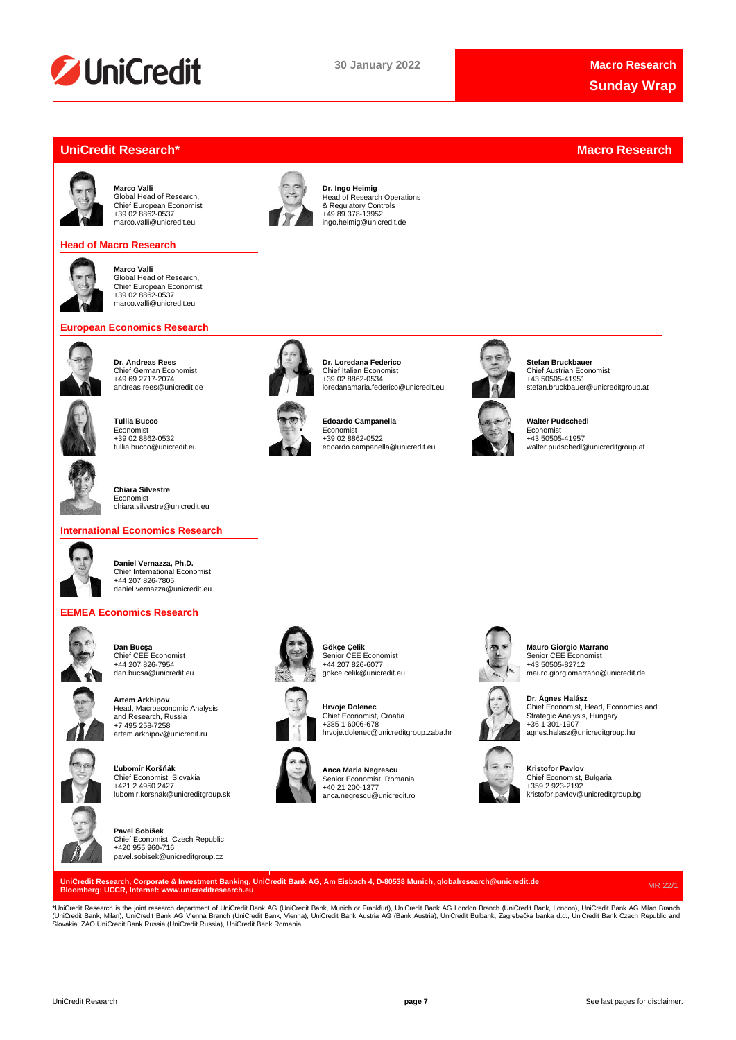## UniCredit Research*

**Macro Research**

**Marco Valli**
Global Head of Research,
Chief European Economist
+39 02 8862-0537
marco.valli@unicredit.eu

**Dr. Ingo Heimig**
Head of Research Operations
& Regulatory Controls
+49 89 378-13952
ingo.heimig@unicredit.de

### Head of Macro Research

**Marco Valli**
Global Head of Research,
Chief European Economist
+39 02 8862-0537
marco.valli@unicredit.eu

### European Economics Research

**Dr. Andreas Rees**
Chief German Economist
+49 69 2717-2074
andreas.rees@unicredit.de

**Dr. Loredana Federico**
Chief Italian Economist
+39 02 8862-0534
loredanamaria.federico@unicredit.eu

**Stefan Bruckbauer**
Chief Austrian Economist
+43 50505-41951
stefan.bruckbauer@unicreditgroup.at

**Tullia Bucco**
Economist
+39 02 8862-0532
tullia.bucco@unicredit.eu

**Edoardo Campanella**
Economist
+39 02 8862-0522
edoardo.campanella@unicredit.eu

**Walter Pudschedl**
Economist
+43 50505-41957
walter.pudschedl@unicreditgroup.at

**Chiara Silvestre**
Economist
chiara.silvestre@unicredit.eu

### International Economics Research

**Daniel Vernazza, Ph.D.**
Chief International Economist
+44 207 826-7805
daniel.vernazza@unicredit.eu

### EEMEA Economics Research

**Dan Bucşa**
Chief CEE Economist
+44 207 826-7954
dan.bucsa@unicredit.eu

**Gökçe Çelik**
Senior CEE Economist
+44 207 826-6077
gokce.celik@unicredit.eu

**Mauro Giorgio Marrano**
Senior CEE Economist
+43 50505-82712
mauro.giorgiomarrano@unicredit.de

**Artem Arkhipov**
Head, Macroeconomic Analysis
and Research, Russia
+7 495 258-7258
artem.arkhipov@unicredit.ru

**Hrvoje Dolenec**
Chief Economist, Croatia
+385 1 6006-678
hrvoje.dolenec@unicreditgroup.zaba.hr

**Dr. Ágnes Halász**
Chief Economist, Head, Economics and
Strategic Analysis, Hungary
+36 1 301-1907
agnes.halasz@unicreditgroup.hu

**Ľubomír Koršňák**
Chief Economist, Slovakia
+421 2 4950 2427
lubomir.korsnak@unicreditgroup.sk

**Anca Maria Negrescu**
Senior Economist, Romania
+40 21 200-1377
anca.negrescu@unicredit.ro

**Kristofor Pavlov**
Chief Economist, Bulgaria
+359 2 923-2192
kristofor.pavlov@unicreditgroup.bg

**Pavel Sobíšek**
Chief Economist, Czech Republic
+420 955 960-716
pavel.sobisek@unicreditgroup.cz

**UniCredit Research, Corporate & Investment Banking, UniCredit Bank AG, Am Eisbach 4, D-80538 Munich, globalresearch@unicredit.de**
**Bloomberg: UCCR, Internet: www.unicreditresearch.eu**

MR 22/1

*UniCredit Research is the joint research department of UniCredit Bank AG (UniCredit Bank, Munich or Frankfurt), UniCredit Bank AG London Branch (UniCredit Bank, London), UniCredit Bank AG Milan Branch (UniCredit Bank, Milan), UniCredit Bank AG Vienna Branch (UniCredit Bank, Vienna), UniCredit Bank Austria AG (Bank Austria), UniCredit Bulbank, Zagrebačka banka d.d., UniCredit Bank Czech Republic and Slovakia, ZAO UniCredit Bank Russia (UniCredit Russia), UniCredit Bank Romania.